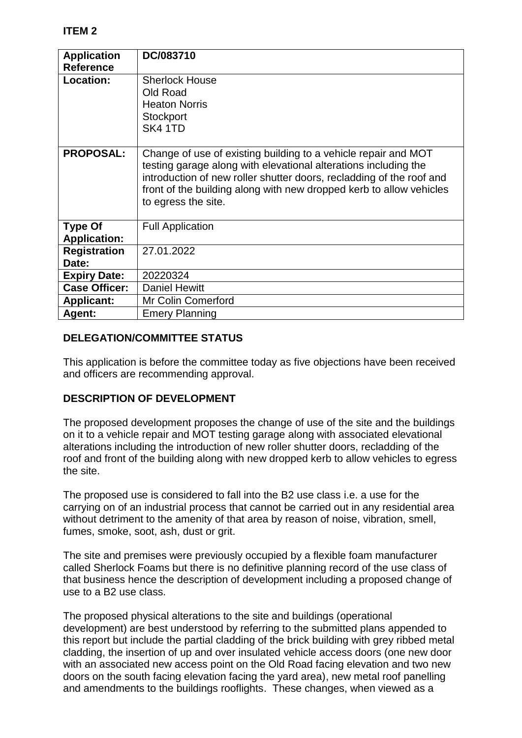**ITEM 2**

| **Application Reference** | **DC/083710** |
|---|---|
| **Location:** | Sherlock House<br>Old Road<br>Heaton Norris<br>Stockport<br>SK4 1TD |
| **PROPOSAL:** | Change of use of existing building to a vehicle repair and MOT testing garage along with elevational alterations including the introduction of new roller shutter doors, recladding of the roof and front of the building along with new dropped kerb to allow vehicles to egress the site. |
| **Type Of Application:** | Full Application |
| **Registration Date:** | 27.01.2022 |
| **Expiry Date:** | 20220324 |
| **Case Officer:** | Daniel Hewitt |
| **Applicant:** | Mr Colin Comerford |
| **Agent:** | Emery Planning |

**DELEGATION/COMMITTEE STATUS**

This application is before the committee today as five objections have been received and officers are recommending approval.

**DESCRIPTION OF DEVELOPMENT**

The proposed development proposes the change of use of the site and the buildings on it to a vehicle repair and MOT testing garage along with associated elevational alterations including the introduction of new roller shutter doors, recladding of the roof and front of the building along with new dropped kerb to allow vehicles to egress the site.

The proposed use is considered to fall into the B2 use class i.e. a use for the carrying on of an industrial process that cannot be carried out in any residential area without detriment to the amenity of that area by reason of noise, vibration, smell, fumes, smoke, soot, ash, dust or grit.

The site and premises were previously occupied by a flexible foam manufacturer called Sherlock Foams but there is no definitive planning record of the use class of that business hence the description of development including a proposed change of use to a B2 use class.

The proposed physical alterations to the site and buildings (operational development) are best understood by referring to the submitted plans appended to this report but include the partial cladding of the brick building with grey ribbed metal cladding, the insertion of up and over insulated vehicle access doors (one new door with an associated new access point on the Old Road facing elevation and two new doors on the south facing elevation facing the yard area), new metal roof panelling and amendments to the buildings rooflights. These changes, when viewed as a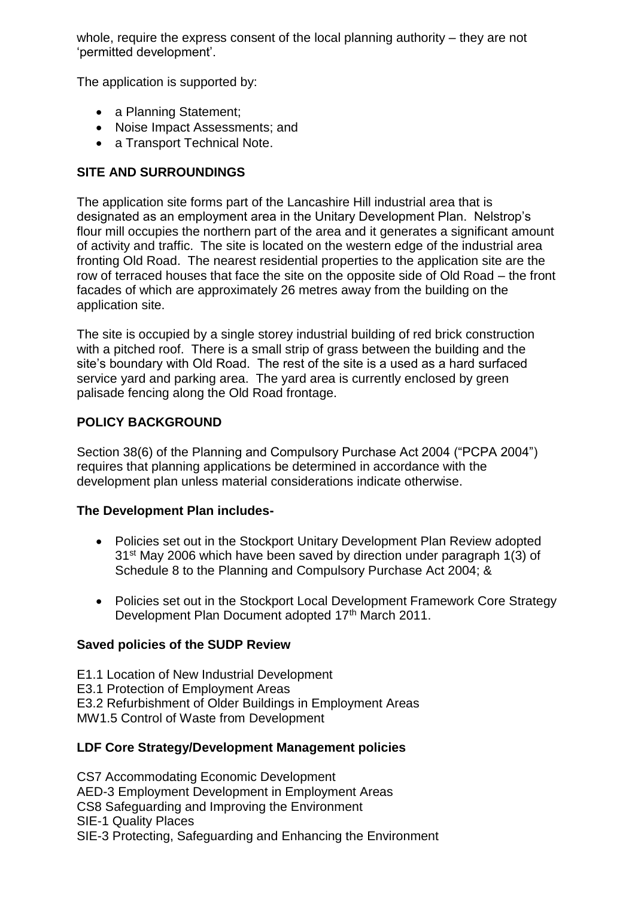whole, require the express consent of the local planning authority – they are not 'permitted development'.

The application is supported by:

- a Planning Statement;
- Noise Impact Assessments; and
- a Transport Technical Note.

## SITE AND SURROUNDINGS

The application site forms part of the Lancashire Hill industrial area that is designated as an employment area in the Unitary Development Plan. Nelstrop's flour mill occupies the northern part of the area and it generates a significant amount of activity and traffic. The site is located on the western edge of the industrial area fronting Old Road. The nearest residential properties to the application site are the row of terraced houses that face the site on the opposite side of Old Road – the front facades of which are approximately 26 metres away from the building on the application site.

The site is occupied by a single storey industrial building of red brick construction with a pitched roof. There is a small strip of grass between the building and the site's boundary with Old Road. The rest of the site is a used as a hard surfaced service yard and parking area. The yard area is currently enclosed by green palisade fencing along the Old Road frontage.

## POLICY BACKGROUND

Section 38(6) of the Planning and Compulsory Purchase Act 2004 ("PCPA 2004") requires that planning applications be determined in accordance with the development plan unless material considerations indicate otherwise.

### The Development Plan includes-

- Policies set out in the Stockport Unitary Development Plan Review adopted 31st May 2006 which have been saved by direction under paragraph 1(3) of Schedule 8 to the Planning and Compulsory Purchase Act 2004; &
- Policies set out in the Stockport Local Development Framework Core Strategy Development Plan Document adopted 17th March 2011.

### Saved policies of the SUDP Review

E1.1 Location of New Industrial Development
E3.1 Protection of Employment Areas
E3.2 Refurbishment of Older Buildings in Employment Areas
MW1.5 Control of Waste from Development

### LDF Core Strategy/Development Management policies

CS7 Accommodating Economic Development
AED-3 Employment Development in Employment Areas
CS8 Safeguarding and Improving the Environment
SIE-1 Quality Places
SIE-3 Protecting, Safeguarding and Enhancing the Environment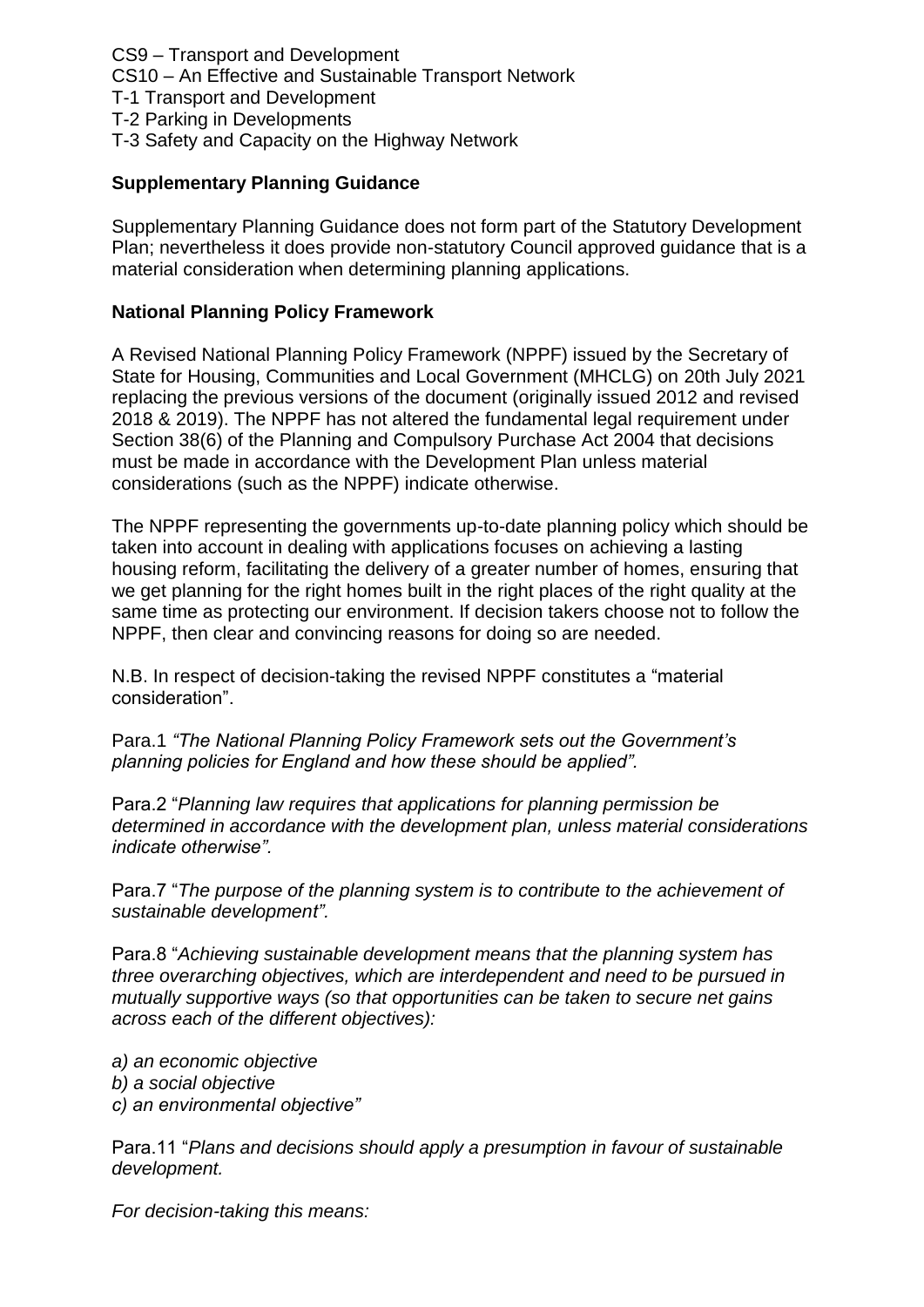CS9 – Transport and Development
CS10 – An Effective and Sustainable Transport Network
T-1 Transport and Development
T-2 Parking in Developments
T-3 Safety and Capacity on the Highway Network

**Supplementary Planning Guidance**

Supplementary Planning Guidance does not form part of the Statutory Development Plan; nevertheless it does provide non-statutory Council approved guidance that is a material consideration when determining planning applications.

**National Planning Policy Framework**

A Revised National Planning Policy Framework (NPPF) issued by the Secretary of State for Housing, Communities and Local Government (MHCLG) on 20th July 2021 replacing the previous versions of the document (originally issued 2012 and revised 2018 & 2019). The NPPF has not altered the fundamental legal requirement under Section 38(6) of the Planning and Compulsory Purchase Act 2004 that decisions must be made in accordance with the Development Plan unless material considerations (such as the NPPF) indicate otherwise.

The NPPF representing the governments up-to-date planning policy which should be taken into account in dealing with applications focuses on achieving a lasting housing reform, facilitating the delivery of a greater number of homes, ensuring that we get planning for the right homes built in the right places of the right quality at the same time as protecting our environment. If decision takers choose not to follow the NPPF, then clear and convincing reasons for doing so are needed.

N.B. In respect of decision-taking the revised NPPF constitutes a "material consideration".

Para.1 *"The National Planning Policy Framework sets out the Government's planning policies for England and how these should be applied".*

Para.2 "*Planning law requires that applications for planning permission be determined in accordance with the development plan, unless material considerations indicate otherwise".*

Para.7 "*The purpose of the planning system is to contribute to the achievement of sustainable development".*

Para.8 "*Achieving sustainable development means that the planning system has three overarching objectives, which are interdependent and need to be pursued in mutually supportive ways (so that opportunities can be taken to secure net gains across each of the different objectives):*

*a) an economic objective*
*b) a social objective*
*c) an environmental objective"*

Para.11 "*Plans and decisions should apply a presumption in favour of sustainable development.*

*For decision-taking this means:*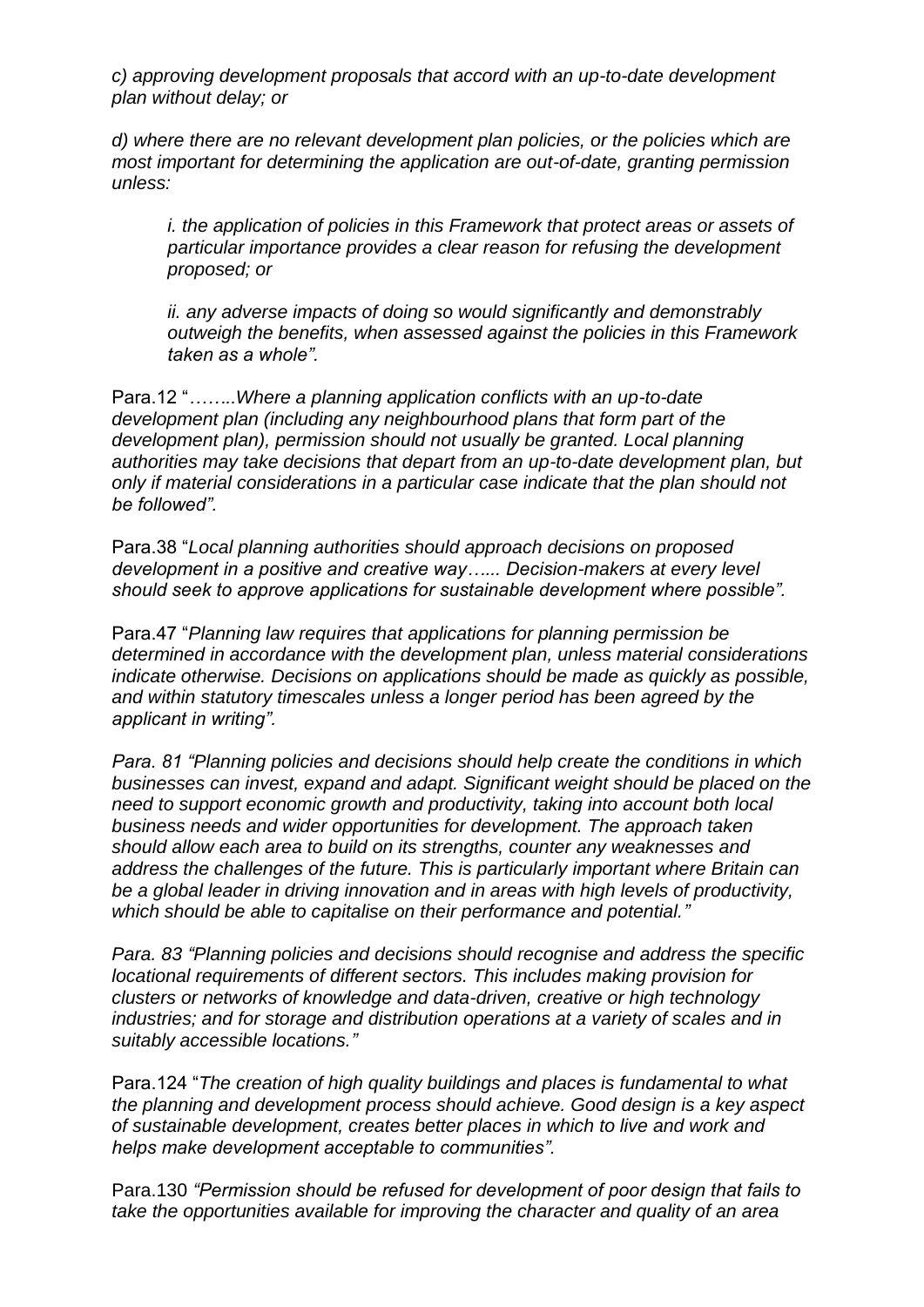*c) approving development proposals that accord with an up-to-date development plan without delay; or*

*d) where there are no relevant development plan policies, or the policies which are most important for determining the application are out-of-date, granting permission unless:*

> *i. the application of policies in this Framework that protect areas or assets of particular importance provides a clear reason for refusing the development proposed; or*
>
> *ii. any adverse impacts of doing so would significantly and demonstrably outweigh the benefits, when assessed against the policies in this Framework taken as a whole".*

Para.12 "*……..Where a planning application conflicts with an up-to-date development plan (including any neighbourhood plans that form part of the development plan), permission should not usually be granted. Local planning authorities may take decisions that depart from an up-to-date development plan, but only if material considerations in a particular case indicate that the plan should not be followed".*

Para.38 "*Local planning authorities should approach decisions on proposed development in a positive and creative way…... Decision-makers at every level should seek to approve applications for sustainable development where possible".*

Para.47 "*Planning law requires that applications for planning permission be determined in accordance with the development plan, unless material considerations indicate otherwise. Decisions on applications should be made as quickly as possible, and within statutory timescales unless a longer period has been agreed by the applicant in writing".*

*Para. 81 "Planning policies and decisions should help create the conditions in which businesses can invest, expand and adapt. Significant weight should be placed on the need to support economic growth and productivity, taking into account both local business needs and wider opportunities for development. The approach taken should allow each area to build on its strengths, counter any weaknesses and address the challenges of the future. This is particularly important where Britain can be a global leader in driving innovation and in areas with high levels of productivity, which should be able to capitalise on their performance and potential."*

*Para. 83 "Planning policies and decisions should recognise and address the specific locational requirements of different sectors. This includes making provision for clusters or networks of knowledge and data-driven, creative or high technology industries; and for storage and distribution operations at a variety of scales and in suitably accessible locations."*

Para.124 "*The creation of high quality buildings and places is fundamental to what the planning and development process should achieve. Good design is a key aspect of sustainable development, creates better places in which to live and work and helps make development acceptable to communities".*

Para.130 *"Permission should be refused for development of poor design that fails to take the opportunities available for improving the character and quality of an area*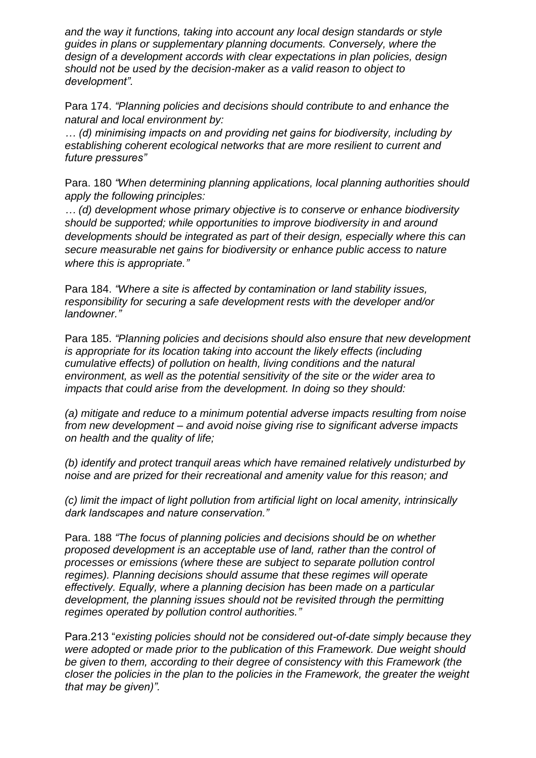*and the way it functions, taking into account any local design standards or style guides in plans or supplementary planning documents. Conversely, where the design of a development accords with clear expectations in plan policies, design should not be used by the decision-maker as a valid reason to object to development".*

Para 174. *"Planning policies and decisions should contribute to and enhance the natural and local environment by:*
*… (d) minimising impacts on and providing net gains for biodiversity, including by establishing coherent ecological networks that are more resilient to current and future pressures"*

Para. 180 *"When determining planning applications, local planning authorities should apply the following principles:*
*… (d) development whose primary objective is to conserve or enhance biodiversity should be supported; while opportunities to improve biodiversity in and around developments should be integrated as part of their design, especially where this can secure measurable net gains for biodiversity or enhance public access to nature where this is appropriate."*

Para 184. *"Where a site is affected by contamination or land stability issues, responsibility for securing a safe development rests with the developer and/or landowner."*

Para 185. *"Planning policies and decisions should also ensure that new development is appropriate for its location taking into account the likely effects (including cumulative effects) of pollution on health, living conditions and the natural environment, as well as the potential sensitivity of the site or the wider area to impacts that could arise from the development. In doing so they should:*

*(a) mitigate and reduce to a minimum potential adverse impacts resulting from noise from new development – and avoid noise giving rise to significant adverse impacts on health and the quality of life;*

*(b) identify and protect tranquil areas which have remained relatively undisturbed by noise and are prized for their recreational and amenity value for this reason; and*

*(c) limit the impact of light pollution from artificial light on local amenity, intrinsically dark landscapes and nature conservation."*

Para. 188 *"The focus of planning policies and decisions should be on whether proposed development is an acceptable use of land, rather than the control of processes or emissions (where these are subject to separate pollution control regimes). Planning decisions should assume that these regimes will operate effectively. Equally, where a planning decision has been made on a particular development, the planning issues should not be revisited through the permitting regimes operated by pollution control authorities."*

Para.213 "*existing policies should not be considered out-of-date simply because they were adopted or made prior to the publication of this Framework. Due weight should be given to them, according to their degree of consistency with this Framework (the closer the policies in the plan to the policies in the Framework, the greater the weight that may be given)".*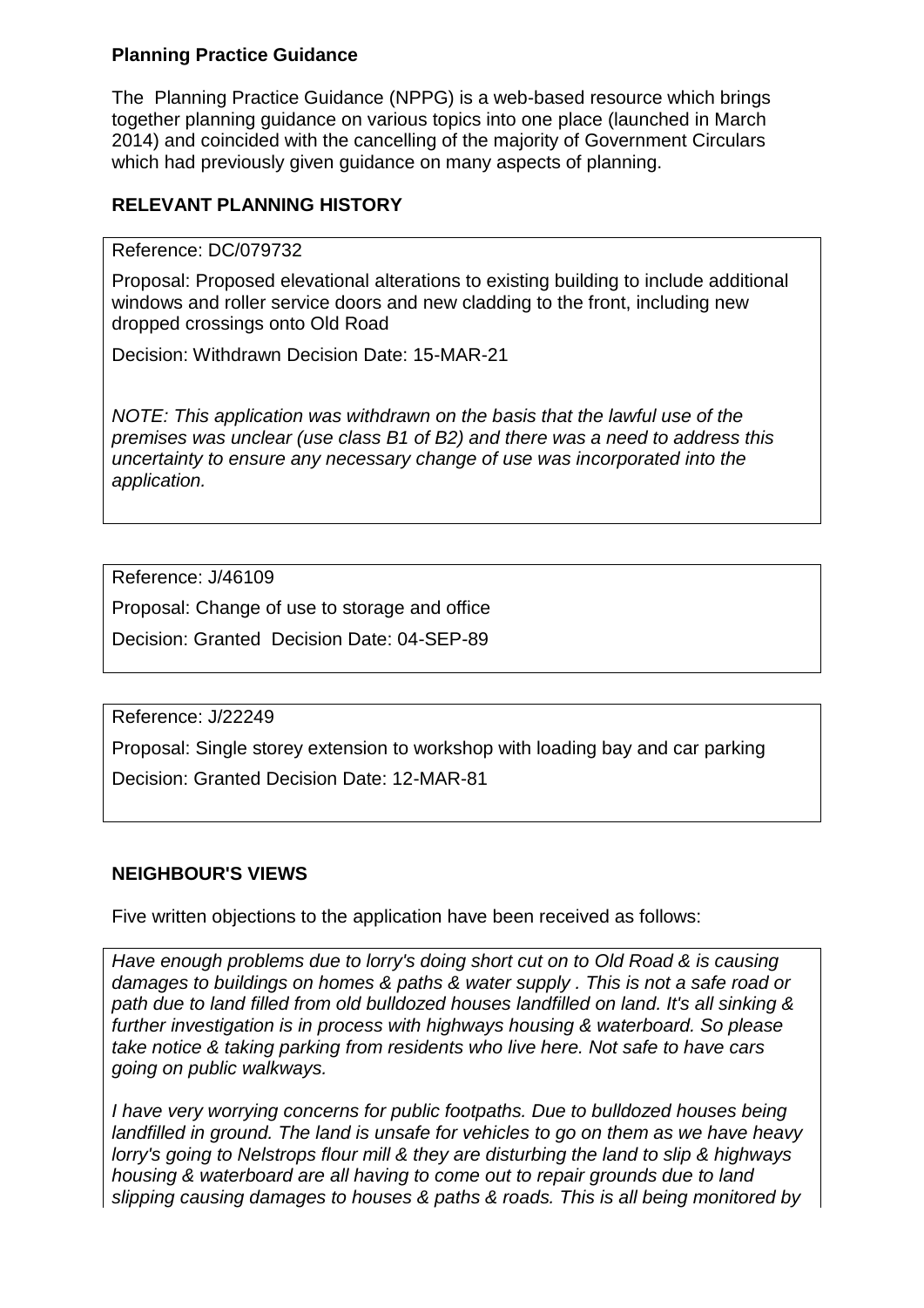**Planning Practice Guidance**

The Planning Practice Guidance (NPPG) is a web-based resource which brings together planning guidance on various topics into one place (launched in March 2014) and coincided with the cancelling of the majority of Government Circulars which had previously given guidance on many aspects of planning.

**RELEVANT PLANNING HISTORY**

Reference: DC/079732

Proposal: Proposed elevational alterations to existing building to include additional windows and roller service doors and new cladding to the front, including new dropped crossings onto Old Road

Decision: Withdrawn Decision Date: 15-MAR-21

*NOTE: This application was withdrawn on the basis that the lawful use of the premises was unclear (use class B1 of B2) and there was a need to address this uncertainty to ensure any necessary change of use was incorporated into the application.*

Reference: J/46109

Proposal: Change of use to storage and office

Decision: Granted Decision Date: 04-SEP-89

Reference: J/22249

Proposal: Single storey extension to workshop with loading bay and car parking

Decision: Granted Decision Date: 12-MAR-81

**NEIGHBOUR'S VIEWS**

Five written objections to the application have been received as follows:

*Have enough problems due to lorry's doing short cut on to Old Road & is causing damages to buildings on homes & paths & water supply . This is not a safe road or path due to land filled from old bulldozed houses landfilled on land. It's all sinking & further investigation is in process with highways housing & waterboard. So please take notice & taking parking from residents who live here. Not safe to have cars going on public walkways.*

*I have very worrying concerns for public footpaths. Due to bulldozed houses being landfilled in ground. The land is unsafe for vehicles to go on them as we have heavy lorry's going to Nelstrops flour mill & they are disturbing the land to slip & highways housing & waterboard are all having to come out to repair grounds due to land slipping causing damages to houses & paths & roads. This is all being monitored by*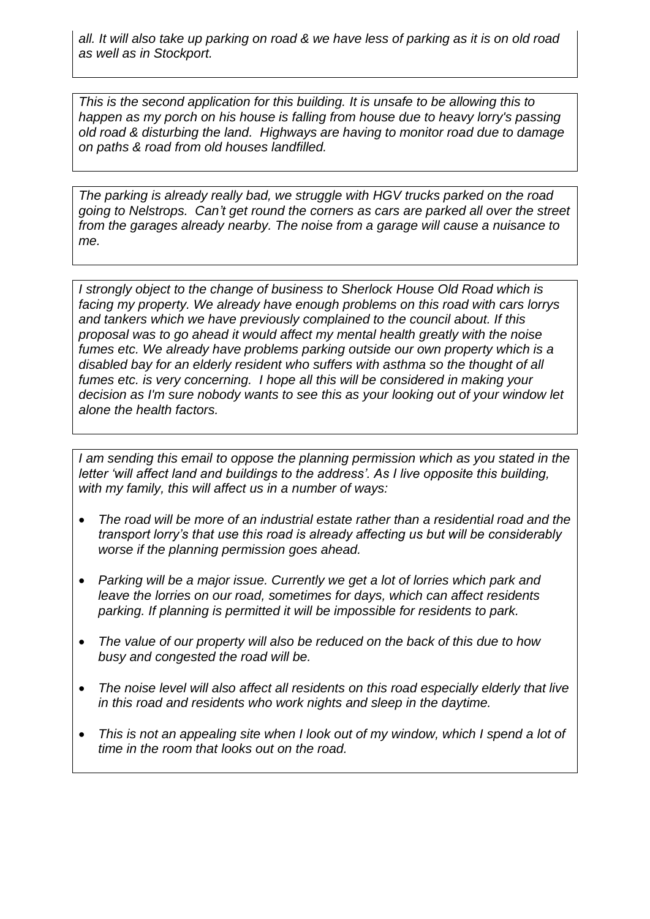*all. It will also take up parking on road & we have less of parking as it is on old road as well as in Stockport.*

*This is the second application for this building. It is unsafe to be allowing this to happen as my porch on his house is falling from house due to heavy lorry's passing old road & disturbing the land. Highways are having to monitor road due to damage on paths & road from old houses landfilled.*

*The parking is already really bad, we struggle with HGV trucks parked on the road going to Nelstrops. Can't get round the corners as cars are parked all over the street from the garages already nearby. The noise from a garage will cause a nuisance to me.*

*I strongly object to the change of business to Sherlock House Old Road which is facing my property. We already have enough problems on this road with cars lorrys and tankers which we have previously complained to the council about. If this proposal was to go ahead it would affect my mental health greatly with the noise fumes etc. We already have problems parking outside our own property which is a disabled bay for an elderly resident who suffers with asthma so the thought of all fumes etc. is very concerning. I hope all this will be considered in making your decision as I'm sure nobody wants to see this as your looking out of your window let alone the health factors.*

*I am sending this email to oppose the planning permission which as you stated in the letter 'will affect land and buildings to the address'. As I live opposite this building, with my family, this will affect us in a number of ways:*

- *The road will be more of an industrial estate rather than a residential road and the transport lorry's that use this road is already affecting us but will be considerably worse if the planning permission goes ahead.*
- *Parking will be a major issue. Currently we get a lot of lorries which park and leave the lorries on our road, sometimes for days, which can affect residents parking. If planning is permitted it will be impossible for residents to park.*
- *The value of our property will also be reduced on the back of this due to how busy and congested the road will be.*
- *The noise level will also affect all residents on this road especially elderly that live in this road and residents who work nights and sleep in the daytime.*
- *This is not an appealing site when I look out of my window, which I spend a lot of time in the room that looks out on the road.*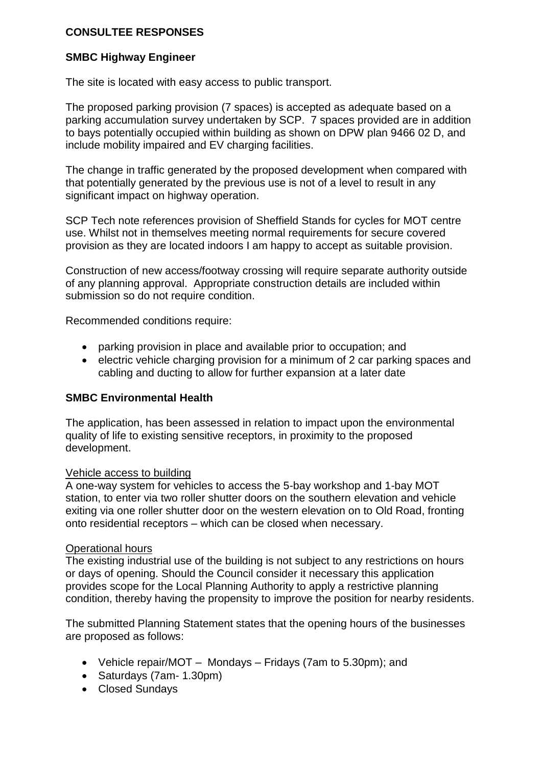## CONSULTEE RESPONSES

### SMBC Highway Engineer

The site is located with easy access to public transport.

The proposed parking provision (7 spaces) is accepted as adequate based on a parking accumulation survey undertaken by SCP. 7 spaces provided are in addition to bays potentially occupied within building as shown on DPW plan 9466 02 D, and include mobility impaired and EV charging facilities.

The change in traffic generated by the proposed development when compared with that potentially generated by the previous use is not of a level to result in any significant impact on highway operation.

SCP Tech note references provision of Sheffield Stands for cycles for MOT centre use. Whilst not in themselves meeting normal requirements for secure covered provision as they are located indoors I am happy to accept as suitable provision.

Construction of new access/footway crossing will require separate authority outside of any planning approval. Appropriate construction details are included within submission so do not require condition.

Recommended conditions require:

- parking provision in place and available prior to occupation; and
- electric vehicle charging provision for a minimum of 2 car parking spaces and cabling and ducting to allow for further expansion at a later date

### SMBC Environmental Health

The application, has been assessed in relation to impact upon the environmental quality of life to existing sensitive receptors, in proximity to the proposed development.

Vehicle access to building

A one-way system for vehicles to access the 5-bay workshop and 1-bay MOT station, to enter via two roller shutter doors on the southern elevation and vehicle exiting via one roller shutter door on the western elevation on to Old Road, fronting onto residential receptors – which can be closed when necessary.

Operational hours

The existing industrial use of the building is not subject to any restrictions on hours or days of opening. Should the Council consider it necessary this application provides scope for the Local Planning Authority to apply a restrictive planning condition, thereby having the propensity to improve the position for nearby residents.

The submitted Planning Statement states that the opening hours of the businesses are proposed as follows:

- Vehicle repair/MOT – Mondays – Fridays (7am to 5.30pm); and
- Saturdays (7am- 1.30pm)
- Closed Sundays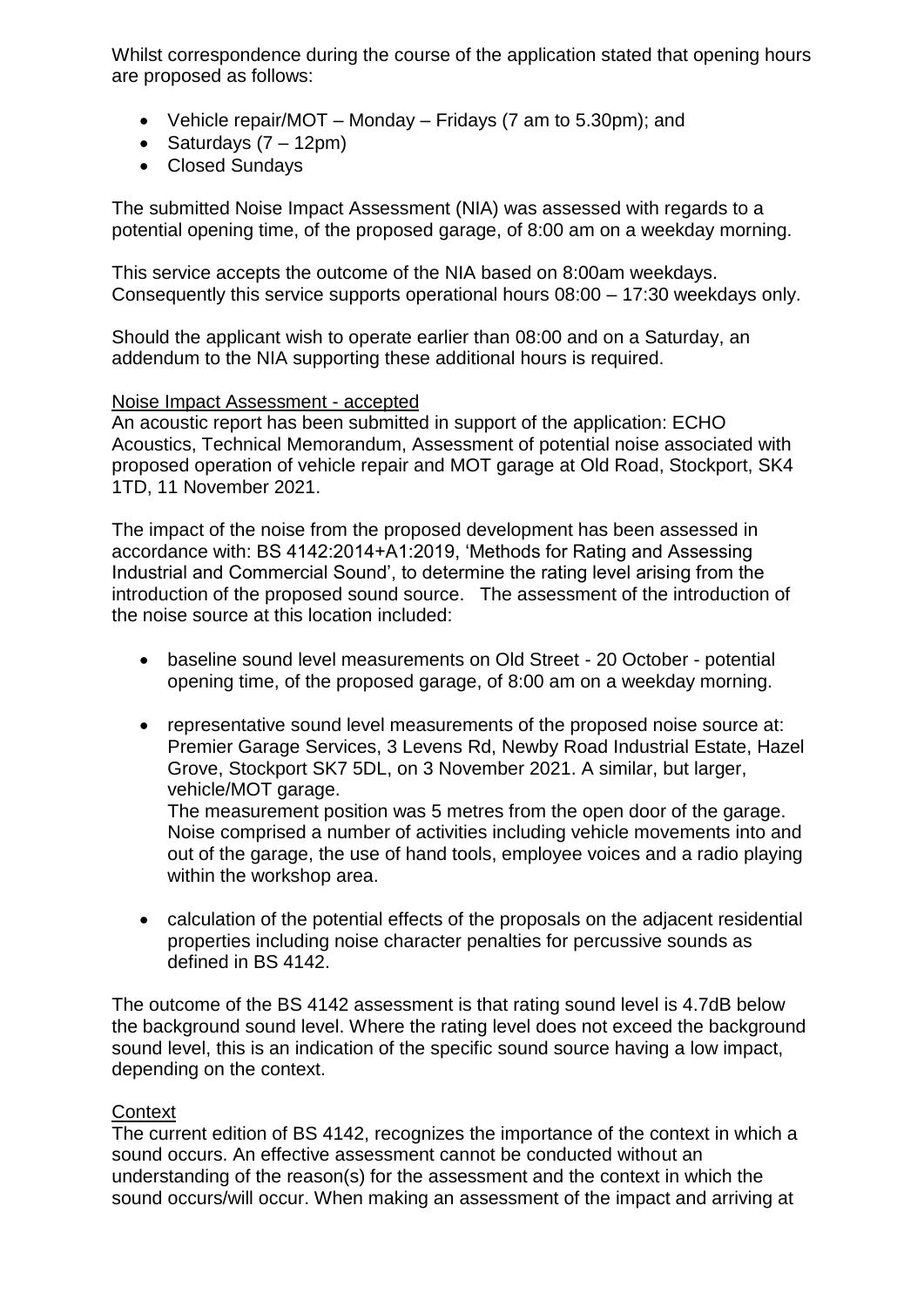Whilst correspondence during the course of the application stated that opening hours are proposed as follows:

- Vehicle repair/MOT – Monday – Fridays (7 am to 5.30pm); and
- Saturdays (7 – 12pm)
- Closed Sundays

The submitted Noise Impact Assessment (NIA) was assessed with regards to a potential opening time, of the proposed garage, of 8:00 am on a weekday morning.

This service accepts the outcome of the NIA based on 8:00am weekdays. Consequently this service supports operational hours 08:00 – 17:30 weekdays only.

Should the applicant wish to operate earlier than 08:00 and on a Saturday, an addendum to the NIA supporting these additional hours is required.

Noise Impact Assessment - accepted

An acoustic report has been submitted in support of the application: ECHO Acoustics, Technical Memorandum, Assessment of potential noise associated with proposed operation of vehicle repair and MOT garage at Old Road, Stockport, SK4 1TD, 11 November 2021.

The impact of the noise from the proposed development has been assessed in accordance with: BS 4142:2014+A1:2019, 'Methods for Rating and Assessing Industrial and Commercial Sound', to determine the rating level arising from the introduction of the proposed sound source. The assessment of the introduction of the noise source at this location included:

- baseline sound level measurements on Old Street - 20 October - potential opening time, of the proposed garage, of 8:00 am on a weekday morning.
- representative sound level measurements of the proposed noise source at: Premier Garage Services, 3 Levens Rd, Newby Road Industrial Estate, Hazel Grove, Stockport SK7 5DL, on 3 November 2021. A similar, but larger, vehicle/MOT garage.
  The measurement position was 5 metres from the open door of the garage. Noise comprised a number of activities including vehicle movements into and out of the garage, the use of hand tools, employee voices and a radio playing within the workshop area.
- calculation of the potential effects of the proposals on the adjacent residential properties including noise character penalties for percussive sounds as defined in BS 4142.

The outcome of the BS 4142 assessment is that rating sound level is 4.7dB below the background sound level. Where the rating level does not exceed the background sound level, this is an indication of the specific sound source having a low impact, depending on the context.

Context

The current edition of BS 4142, recognizes the importance of the context in which a sound occurs. An effective assessment cannot be conducted without an understanding of the reason(s) for the assessment and the context in which the sound occurs/will occur. When making an assessment of the impact and arriving at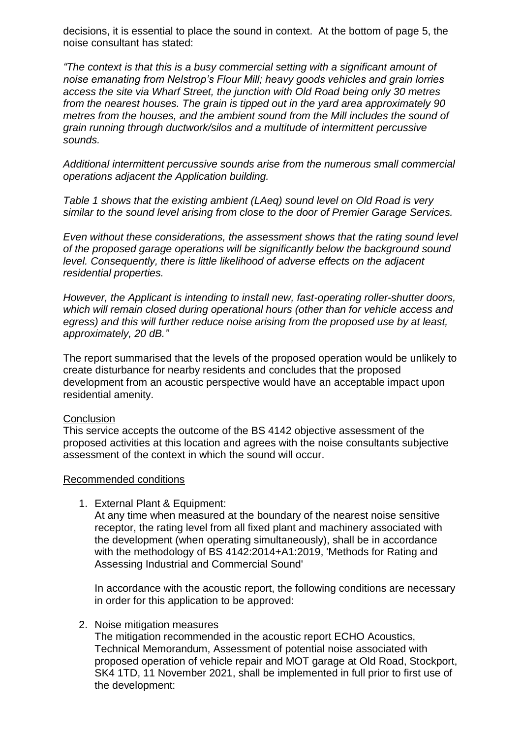decisions, it is essential to place the sound in context. At the bottom of page 5, the noise consultant has stated:

*"The context is that this is a busy commercial setting with a significant amount of noise emanating from Nelstrop's Flour Mill; heavy goods vehicles and grain lorries access the site via Wharf Street, the junction with Old Road being only 30 metres from the nearest houses. The grain is tipped out in the yard area approximately 90 metres from the houses, and the ambient sound from the Mill includes the sound of grain running through ductwork/silos and a multitude of intermittent percussive sounds.*

*Additional intermittent percussive sounds arise from the numerous small commercial operations adjacent the Application building.*

*Table 1 shows that the existing ambient (LAeq) sound level on Old Road is very similar to the sound level arising from close to the door of Premier Garage Services.*

*Even without these considerations, the assessment shows that the rating sound level of the proposed garage operations will be significantly below the background sound level. Consequently, there is little likelihood of adverse effects on the adjacent residential properties.*

*However, the Applicant is intending to install new, fast-operating roller-shutter doors, which will remain closed during operational hours (other than for vehicle access and egress) and this will further reduce noise arising from the proposed use by at least, approximately, 20 dB."*

The report summarised that the levels of the proposed operation would be unlikely to create disturbance for nearby residents and concludes that the proposed development from an acoustic perspective would have an acceptable impact upon residential amenity.

<u>Conclusion</u>

This service accepts the outcome of the BS 4142 objective assessment of the proposed activities at this location and agrees with the noise consultants subjective assessment of the context in which the sound will occur.

<u>Recommended conditions</u>

1. External Plant & Equipment:
   At any time when measured at the boundary of the nearest noise sensitive receptor, the rating level from all fixed plant and machinery associated with the development (when operating simultaneously), shall be in accordance with the methodology of BS 4142:2014+A1:2019, 'Methods for Rating and Assessing Industrial and Commercial Sound'

   In accordance with the acoustic report, the following conditions are necessary in order for this application to be approved:

2. Noise mitigation measures
   The mitigation recommended in the acoustic report ECHO Acoustics, Technical Memorandum, Assessment of potential noise associated with proposed operation of vehicle repair and MOT garage at Old Road, Stockport, SK4 1TD, 11 November 2021, shall be implemented in full prior to first use of the development: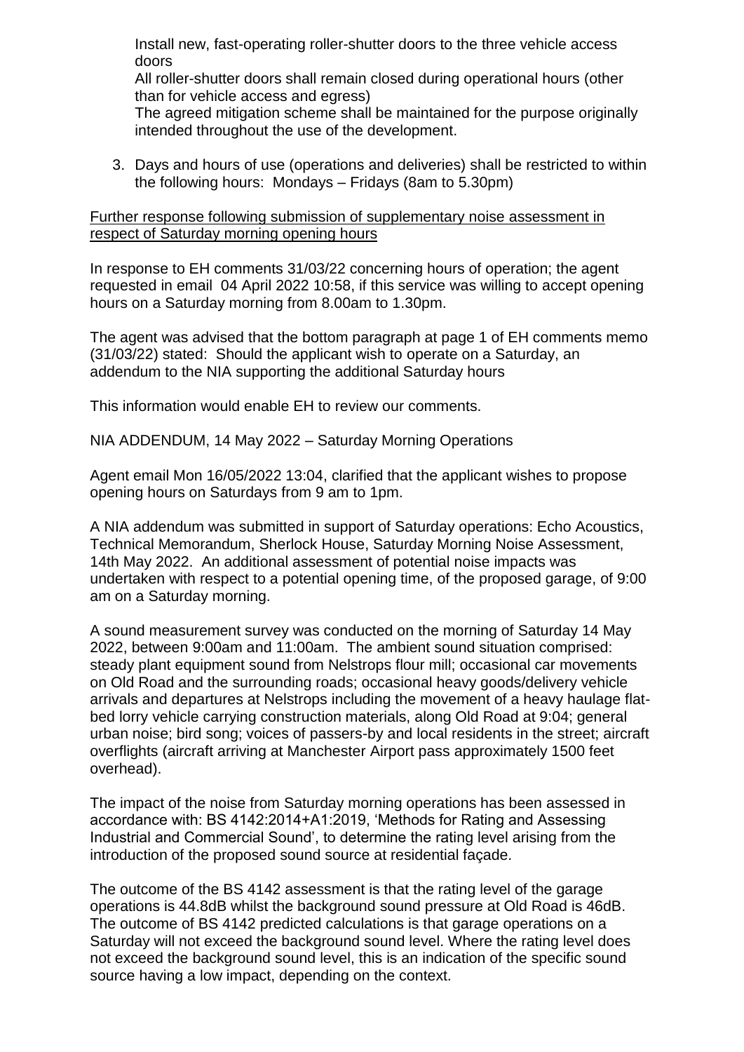Install new, fast-operating roller-shutter doors to the three vehicle access doors

All roller-shutter doors shall remain closed during operational hours (other than for vehicle access and egress)

The agreed mitigation scheme shall be maintained for the purpose originally intended throughout the use of the development.

3. Days and hours of use (operations and deliveries) shall be restricted to within the following hours: Mondays – Fridays (8am to 5.30pm)

<u>Further response following submission of supplementary noise assessment in respect of Saturday morning opening hours</u>

In response to EH comments 31/03/22 concerning hours of operation; the agent requested in email 04 April 2022 10:58, if this service was willing to accept opening hours on a Saturday morning from 8.00am to 1.30pm.

The agent was advised that the bottom paragraph at page 1 of EH comments memo (31/03/22) stated: Should the applicant wish to operate on a Saturday, an addendum to the NIA supporting the additional Saturday hours

This information would enable EH to review our comments.

NIA ADDENDUM, 14 May 2022 – Saturday Morning Operations

Agent email Mon 16/05/2022 13:04, clarified that the applicant wishes to propose opening hours on Saturdays from 9 am to 1pm.

A NIA addendum was submitted in support of Saturday operations: Echo Acoustics, Technical Memorandum, Sherlock House, Saturday Morning Noise Assessment, 14th May 2022. An additional assessment of potential noise impacts was undertaken with respect to a potential opening time, of the proposed garage, of 9:00 am on a Saturday morning.

A sound measurement survey was conducted on the morning of Saturday 14 May 2022, between 9:00am and 11:00am. The ambient sound situation comprised: steady plant equipment sound from Nelstrops flour mill; occasional car movements on Old Road and the surrounding roads; occasional heavy goods/delivery vehicle arrivals and departures at Nelstrops including the movement of a heavy haulage flat-bed lorry vehicle carrying construction materials, along Old Road at 9:04; general urban noise; bird song; voices of passers-by and local residents in the street; aircraft overflights (aircraft arriving at Manchester Airport pass approximately 1500 feet overhead).

The impact of the noise from Saturday morning operations has been assessed in accordance with: BS 4142:2014+A1:2019, 'Methods for Rating and Assessing Industrial and Commercial Sound', to determine the rating level arising from the introduction of the proposed sound source at residential façade.

The outcome of the BS 4142 assessment is that the rating level of the garage operations is 44.8dB whilst the background sound pressure at Old Road is 46dB. The outcome of BS 4142 predicted calculations is that garage operations on a Saturday will not exceed the background sound level. Where the rating level does not exceed the background sound level, this is an indication of the specific sound source having a low impact, depending on the context.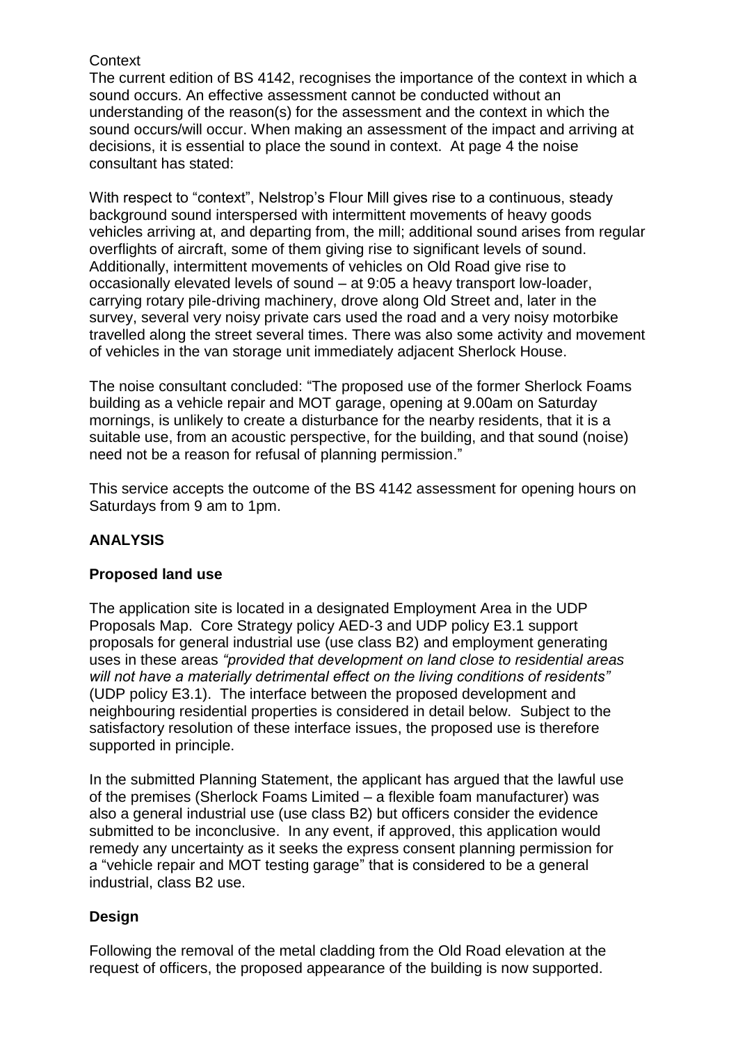Context

The current edition of BS 4142, recognises the importance of the context in which a sound occurs. An effective assessment cannot be conducted without an understanding of the reason(s) for the assessment and the context in which the sound occurs/will occur. When making an assessment of the impact and arriving at decisions, it is essential to place the sound in context. At page 4 the noise consultant has stated:

With respect to "context", Nelstrop's Flour Mill gives rise to a continuous, steady background sound interspersed with intermittent movements of heavy goods vehicles arriving at, and departing from, the mill; additional sound arises from regular overflights of aircraft, some of them giving rise to significant levels of sound. Additionally, intermittent movements of vehicles on Old Road give rise to occasionally elevated levels of sound – at 9:05 a heavy transport low-loader, carrying rotary pile-driving machinery, drove along Old Street and, later in the survey, several very noisy private cars used the road and a very noisy motorbike travelled along the street several times. There was also some activity and movement of vehicles in the van storage unit immediately adjacent Sherlock House.

The noise consultant concluded: "The proposed use of the former Sherlock Foams building as a vehicle repair and MOT garage, opening at 9.00am on Saturday mornings, is unlikely to create a disturbance for the nearby residents, that it is a suitable use, from an acoustic perspective, for the building, and that sound (noise) need not be a reason for refusal of planning permission."

This service accepts the outcome of the BS 4142 assessment for opening hours on Saturdays from 9 am to 1pm.

## ANALYSIS

### Proposed land use

The application site is located in a designated Employment Area in the UDP Proposals Map. Core Strategy policy AED-3 and UDP policy E3.1 support proposals for general industrial use (use class B2) and employment generating uses in these areas *"provided that development on land close to residential areas will not have a materially detrimental effect on the living conditions of residents"* (UDP policy E3.1). The interface between the proposed development and neighbouring residential properties is considered in detail below. Subject to the satisfactory resolution of these interface issues, the proposed use is therefore supported in principle.

In the submitted Planning Statement, the applicant has argued that the lawful use of the premises (Sherlock Foams Limited – a flexible foam manufacturer) was also a general industrial use (use class B2) but officers consider the evidence submitted to be inconclusive. In any event, if approved, this application would remedy any uncertainty as it seeks the express consent planning permission for a "vehicle repair and MOT testing garage" that is considered to be a general industrial, class B2 use.

### Design

Following the removal of the metal cladding from the Old Road elevation at the request of officers, the proposed appearance of the building is now supported.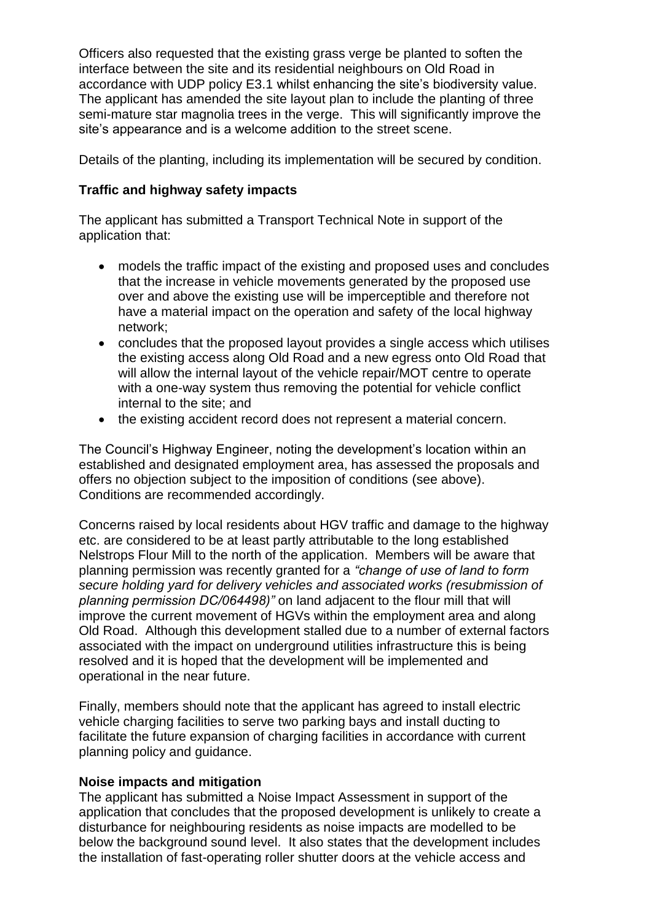Officers also requested that the existing grass verge be planted to soften the interface between the site and its residential neighbours on Old Road in accordance with UDP policy E3.1 whilst enhancing the site's biodiversity value. The applicant has amended the site layout plan to include the planting of three semi-mature star magnolia trees in the verge. This will significantly improve the site's appearance and is a welcome addition to the street scene.

Details of the planting, including its implementation will be secured by condition.

**Traffic and highway safety impacts**

The applicant has submitted a Transport Technical Note in support of the application that:

- models the traffic impact of the existing and proposed uses and concludes that the increase in vehicle movements generated by the proposed use over and above the existing use will be imperceptible and therefore not have a material impact on the operation and safety of the local highway network;
- concludes that the proposed layout provides a single access which utilises the existing access along Old Road and a new egress onto Old Road that will allow the internal layout of the vehicle repair/MOT centre to operate with a one-way system thus removing the potential for vehicle conflict internal to the site; and
- the existing accident record does not represent a material concern.

The Council's Highway Engineer, noting the development's location within an established and designated employment area, has assessed the proposals and offers no objection subject to the imposition of conditions (see above). Conditions are recommended accordingly.

Concerns raised by local residents about HGV traffic and damage to the highway etc. are considered to be at least partly attributable to the long established Nelstrops Flour Mill to the north of the application. Members will be aware that planning permission was recently granted for a *"change of use of land to form secure holding yard for delivery vehicles and associated works (resubmission of planning permission DC/064498)"* on land adjacent to the flour mill that will improve the current movement of HGVs within the employment area and along Old Road. Although this development stalled due to a number of external factors associated with the impact on underground utilities infrastructure this is being resolved and it is hoped that the development will be implemented and operational in the near future.

Finally, members should note that the applicant has agreed to install electric vehicle charging facilities to serve two parking bays and install ducting to facilitate the future expansion of charging facilities in accordance with current planning policy and guidance.

**Noise impacts and mitigation**

The applicant has submitted a Noise Impact Assessment in support of the application that concludes that the proposed development is unlikely to create a disturbance for neighbouring residents as noise impacts are modelled to be below the background sound level. It also states that the development includes the installation of fast-operating roller shutter doors at the vehicle access and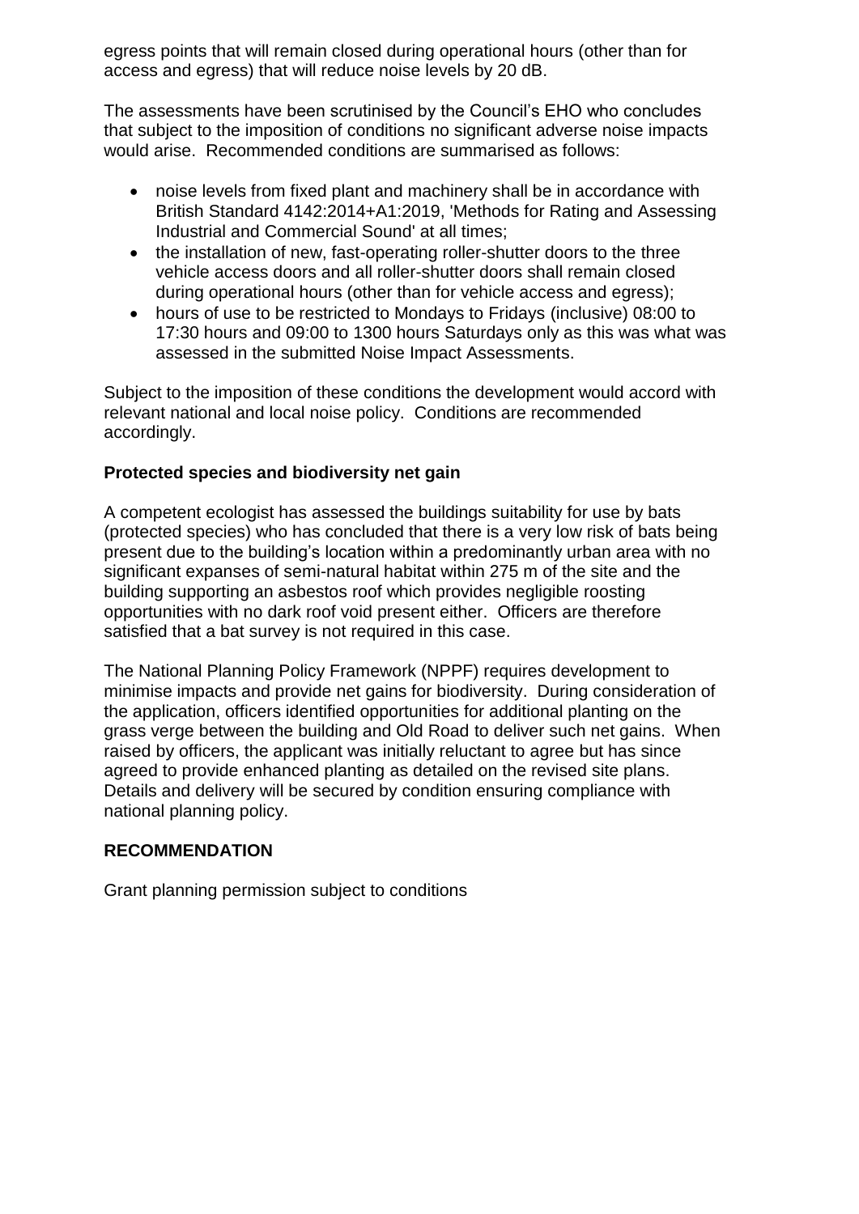egress points that will remain closed during operational hours (other than for access and egress) that will reduce noise levels by 20 dB.

The assessments have been scrutinised by the Council's EHO who concludes that subject to the imposition of conditions no significant adverse noise impacts would arise. Recommended conditions are summarised as follows:

- noise levels from fixed plant and machinery shall be in accordance with British Standard 4142:2014+A1:2019, 'Methods for Rating and Assessing Industrial and Commercial Sound' at all times;
- the installation of new, fast-operating roller-shutter doors to the three vehicle access doors and all roller-shutter doors shall remain closed during operational hours (other than for vehicle access and egress);
- hours of use to be restricted to Mondays to Fridays (inclusive) 08:00 to 17:30 hours and 09:00 to 1300 hours Saturdays only as this was what was assessed in the submitted Noise Impact Assessments.

Subject to the imposition of these conditions the development would accord with relevant national and local noise policy. Conditions are recommended accordingly.

**Protected species and biodiversity net gain**

A competent ecologist has assessed the buildings suitability for use by bats (protected species) who has concluded that there is a very low risk of bats being present due to the building's location within a predominantly urban area with no significant expanses of semi-natural habitat within 275 m of the site and the building supporting an asbestos roof which provides negligible roosting opportunities with no dark roof void present either. Officers are therefore satisfied that a bat survey is not required in this case.

The National Planning Policy Framework (NPPF) requires development to minimise impacts and provide net gains for biodiversity. During consideration of the application, officers identified opportunities for additional planting on the grass verge between the building and Old Road to deliver such net gains. When raised by officers, the applicant was initially reluctant to agree but has since agreed to provide enhanced planting as detailed on the revised site plans. Details and delivery will be secured by condition ensuring compliance with national planning policy.

**RECOMMENDATION**

Grant planning permission subject to conditions